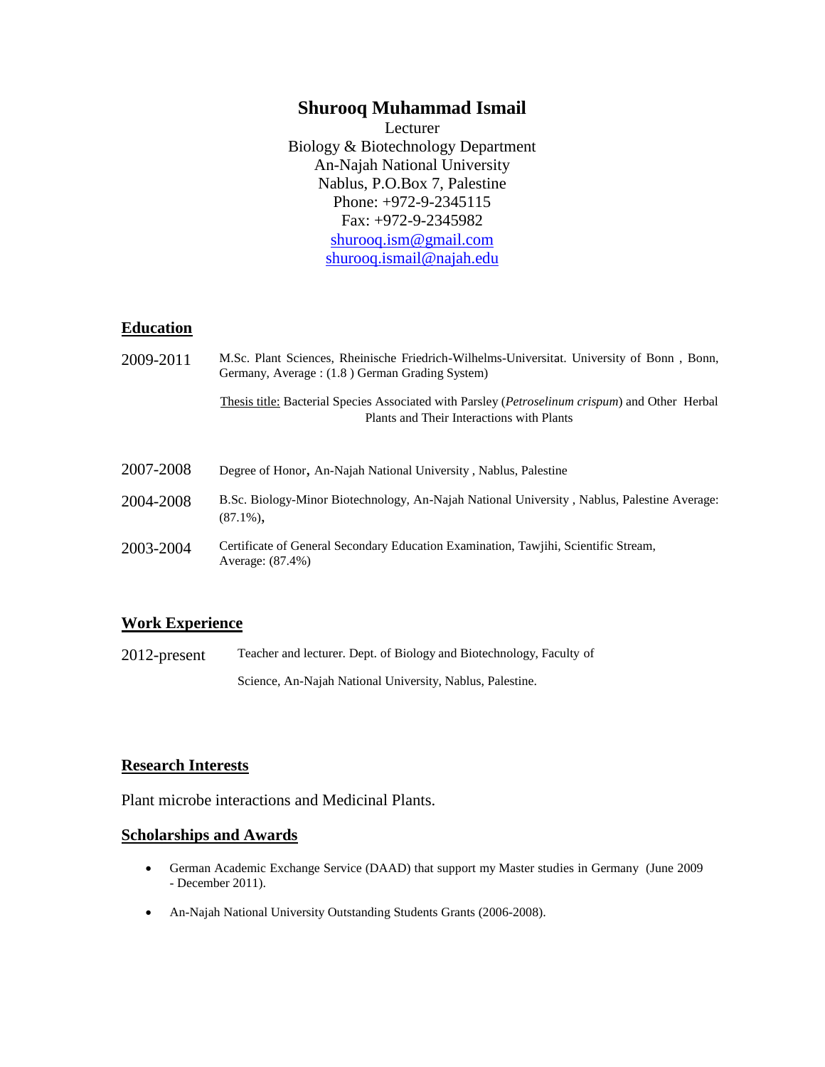# Shurooq Muhammad Ismail

Lecturer
Biology & Biotechnology Department
An-Najah National University
Nablus, P.O.Box 7, Palestine
Phone: +972-9-2345115
Fax: +972-9-2345982
shurooq.ism@gmail.com
shurooq.ismail@najah.edu

## Education

2009-2011 — M.Sc. Plant Sciences, Rheinische Friedrich-Wilhelms-Universitat. University of Bonn , Bonn, Germany, Average : (1.8 ) German Grading System)

Thesis title: Bacterial Species Associated with Parsley (*Petroselinum crispum*) and Other Herbal Plants and Their Interactions with Plants

2007-2008 — Degree of Honor, An-Najah National University , Nablus, Palestine

2004-2008 — B.Sc. Biology-Minor Biotechnology, An-Najah National University , Nablus, Palestine Average: (87.1%),

2003-2004 — Certificate of General Secondary Education Examination, Tawjihi, Scientific Stream, Average: (87.4%)

## Work Experience

2012-present — Teacher and lecturer. Dept. of Biology and Biotechnology, Faculty of Science, An-Najah National University, Nablus, Palestine.

## Research Interests

Plant microbe interactions and Medicinal Plants.

## Scholarships and Awards

- German Academic Exchange Service (DAAD) that support my Master studies in Germany (June 2009 - December 2011).
- An-Najah National University Outstanding Students Grants (2006-2008).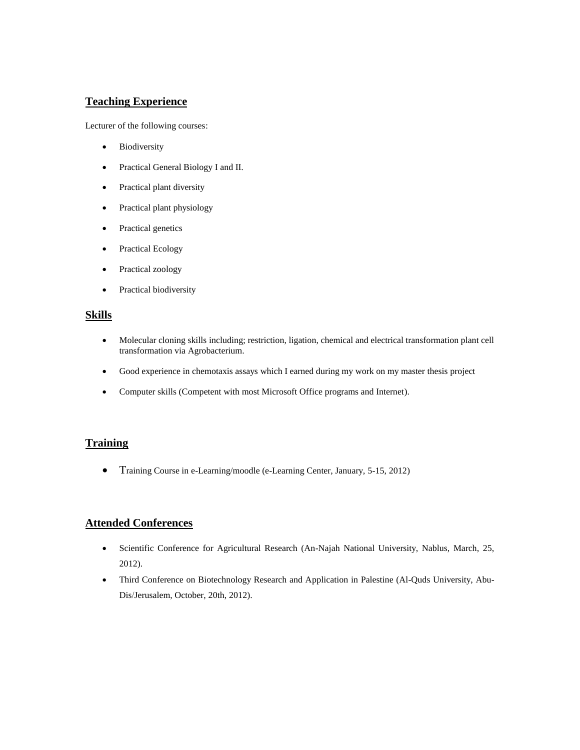## Teaching Experience

Lecturer of the following courses:

- Biodiversity
- Practical General Biology I and II.
- Practical plant diversity
- Practical plant physiology
- Practical genetics
- Practical Ecology
- Practical zoology
- Practical biodiversity

## Skills

- Molecular cloning skills including; restriction, ligation, chemical and electrical transformation plant cell transformation via Agrobacterium.
- Good experience in chemotaxis assays which I earned during my work on my master thesis project
- Computer skills (Competent with most Microsoft Office programs and Internet).

## Training

- Training Course in e-Learning/moodle (e-Learning Center, January, 5-15, 2012)

## Attended Conferences

- Scientific Conference for Agricultural Research (An-Najah National University, Nablus, March, 25, 2012).
- Third Conference on Biotechnology Research and Application in Palestine (Al-Quds University, Abu-Dis/Jerusalem, October, 20th, 2012).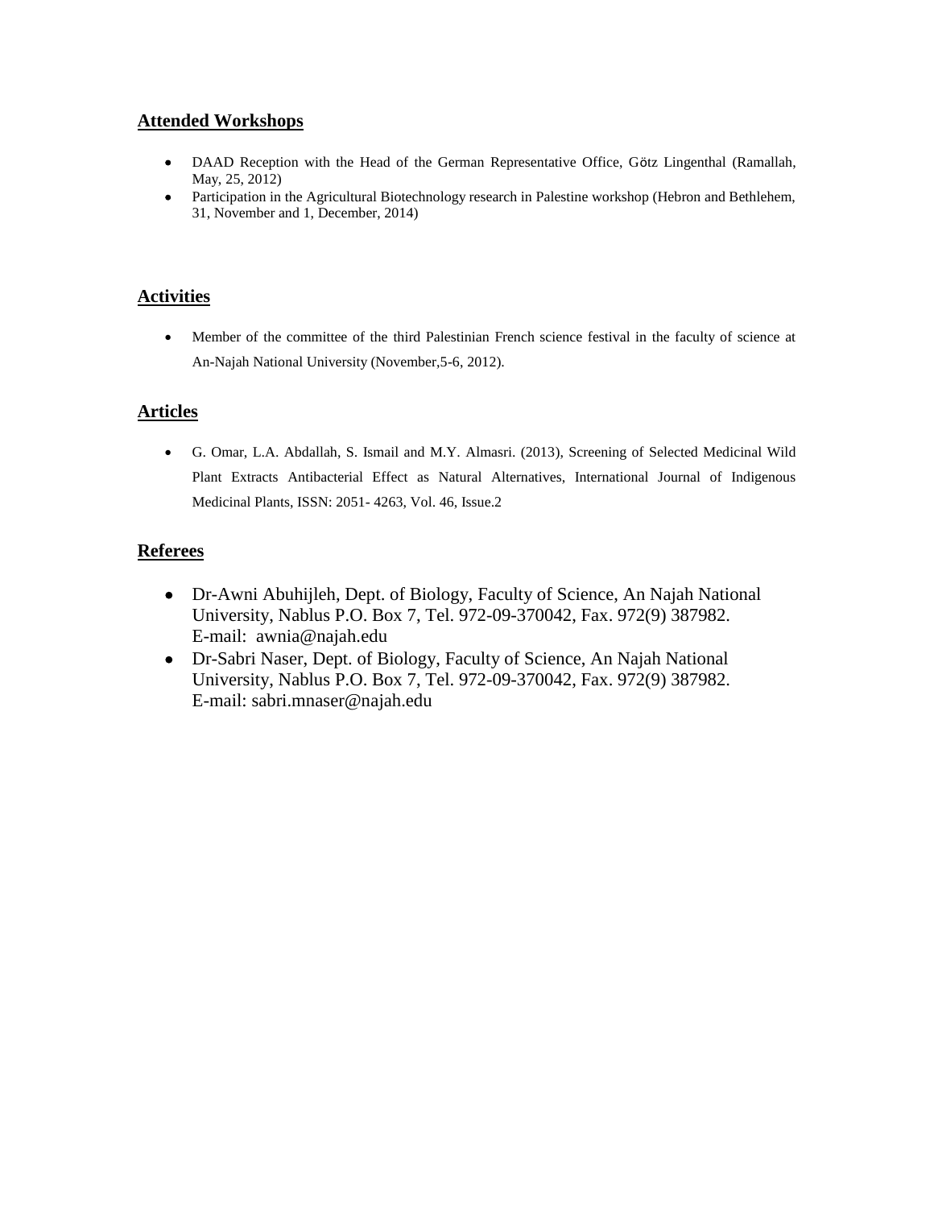## Attended Workshops

- DAAD Reception with the Head of the German Representative Office, Götz Lingenthal (Ramallah, May, 25, 2012)
- Participation in the Agricultural Biotechnology research in Palestine workshop (Hebron and Bethlehem, 31, November and 1, December, 2014)

## Activities

- Member of the committee of the third Palestinian French science festival in the faculty of science at An-Najah National University (November,5-6, 2012).

## Articles

- G. Omar, L.A. Abdallah, S. Ismail and M.Y. Almasri. (2013), Screening of Selected Medicinal Wild Plant Extracts Antibacterial Effect as Natural Alternatives, International Journal of Indigenous Medicinal Plants, ISSN: 2051- 4263, Vol. 46, Issue.2

## Referees

- Dr-Awni Abuhijleh, Dept. of Biology, Faculty of Science, An Najah National University, Nablus P.O. Box 7, Tel. 972-09-370042, Fax. 972(9) 387982. E-mail: awnia@najah.edu
- Dr-Sabri Naser, Dept. of Biology, Faculty of Science, An Najah National University, Nablus P.O. Box 7, Tel. 972-09-370042, Fax. 972(9) 387982. E-mail: sabri.mnaser@najah.edu